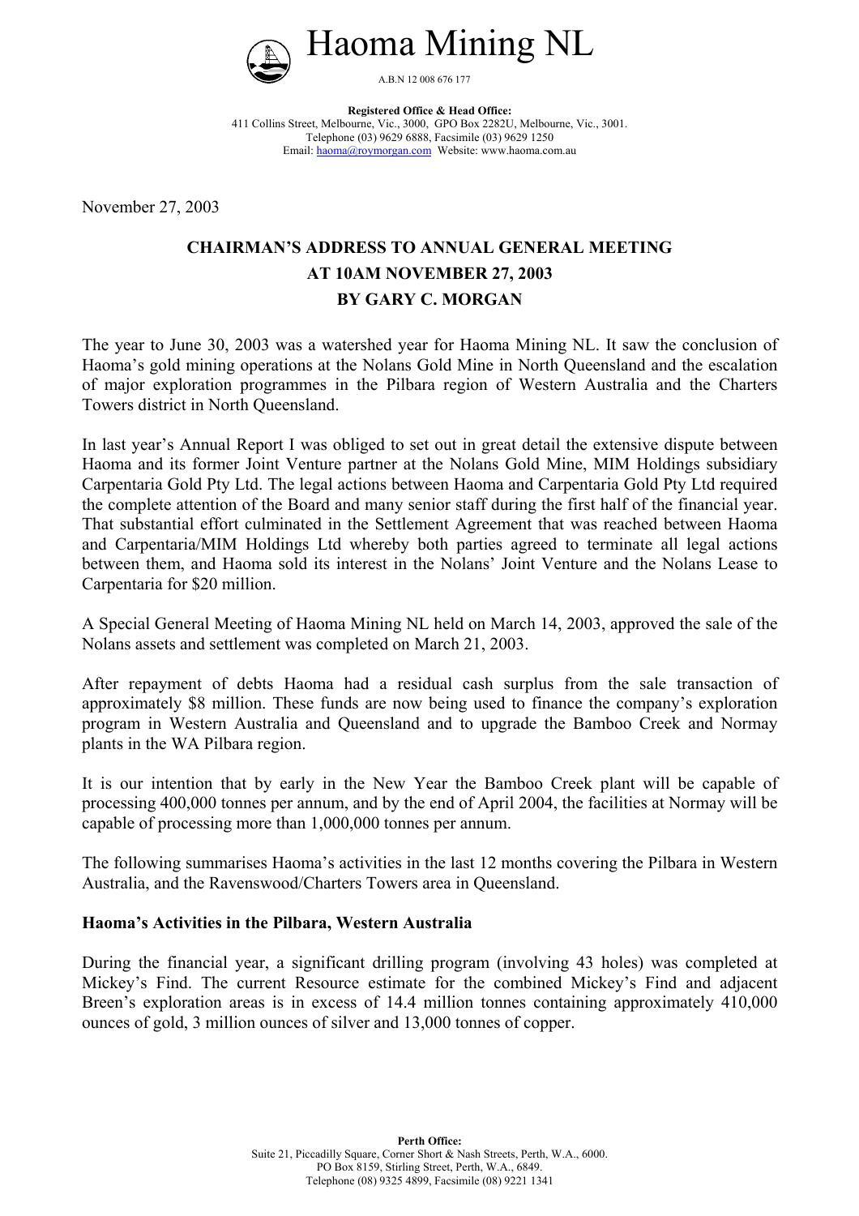# Haoma Mining NL

A.B.N 12 008 676 177

**Registered Office & Head Office:**
411 Collins Street, Melbourne, Vic., 3000, GPO Box 2282U, Melbourne, Vic., 3001.
Telephone (03) 9629 6888, Facsimile (03) 9629 1250
Email: haoma@roymorgan.com Website: www.haoma.com.au

November 27, 2003

## CHAIRMAN'S ADDRESS TO ANNUAL GENERAL MEETING AT 10AM NOVEMBER 27, 2003 BY GARY C. MORGAN

The year to June 30, 2003 was a watershed year for Haoma Mining NL. It saw the conclusion of Haoma's gold mining operations at the Nolans Gold Mine in North Queensland and the escalation of major exploration programmes in the Pilbara region of Western Australia and the Charters Towers district in North Queensland.

In last year's Annual Report I was obliged to set out in great detail the extensive dispute between Haoma and its former Joint Venture partner at the Nolans Gold Mine, MIM Holdings subsidiary Carpentaria Gold Pty Ltd. The legal actions between Haoma and Carpentaria Gold Pty Ltd required the complete attention of the Board and many senior staff during the first half of the financial year. That substantial effort culminated in the Settlement Agreement that was reached between Haoma and Carpentaria/MIM Holdings Ltd whereby both parties agreed to terminate all legal actions between them, and Haoma sold its interest in the Nolans' Joint Venture and the Nolans Lease to Carpentaria for $20 million.

A Special General Meeting of Haoma Mining NL held on March 14, 2003, approved the sale of the Nolans assets and settlement was completed on March 21, 2003.

After repayment of debts Haoma had a residual cash surplus from the sale transaction of approximately $8 million. These funds are now being used to finance the company's exploration program in Western Australia and Queensland and to upgrade the Bamboo Creek and Normay plants in the WA Pilbara region.

It is our intention that by early in the New Year the Bamboo Creek plant will be capable of processing 400,000 tonnes per annum, and by the end of April 2004, the facilities at Normay will be capable of processing more than 1,000,000 tonnes per annum.

The following summarises Haoma's activities in the last 12 months covering the Pilbara in Western Australia, and the Ravenswood/Charters Towers area in Queensland.

### Haoma's Activities in the Pilbara, Western Australia

During the financial year, a significant drilling program (involving 43 holes) was completed at Mickey's Find. The current Resource estimate for the combined Mickey's Find and adjacent Breen's exploration areas is in excess of 14.4 million tonnes containing approximately 410,000 ounces of gold, 3 million ounces of silver and 13,000 tonnes of copper.

**Perth Office:**
Suite 21, Piccadilly Square, Corner Short & Nash Streets, Perth, W.A., 6000.
PO Box 8159, Stirling Street, Perth, W.A., 6849.
Telephone (08) 9325 4899, Facsimile (08) 9221 1341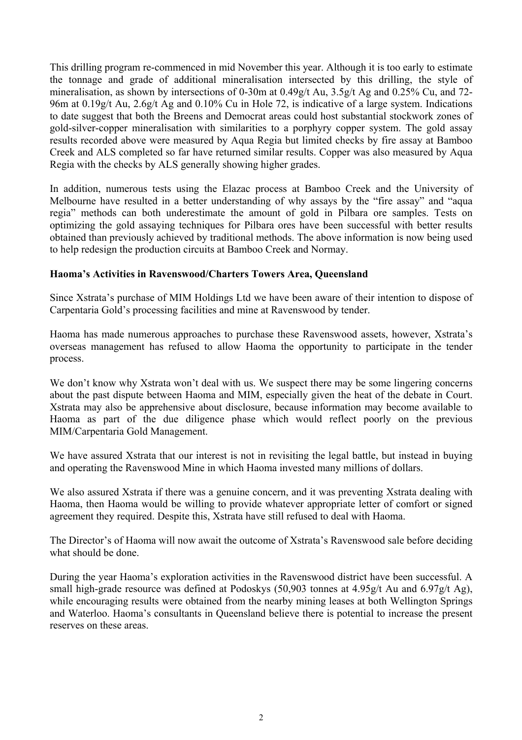This drilling program re-commenced in mid November this year. Although it is too early to estimate the tonnage and grade of additional mineralisation intersected by this drilling, the style of mineralisation, as shown by intersections of 0-30m at 0.49g/t Au, 3.5g/t Ag and 0.25% Cu, and 72-96m at 0.19g/t Au, 2.6g/t Ag and 0.10% Cu in Hole 72, is indicative of a large system. Indications to date suggest that both the Breens and Democrat areas could host substantial stockwork zones of gold-silver-copper mineralisation with similarities to a porphyry copper system. The gold assay results recorded above were measured by Aqua Regia but limited checks by fire assay at Bamboo Creek and ALS completed so far have returned similar results. Copper was also measured by Aqua Regia with the checks by ALS generally showing higher grades.

In addition, numerous tests using the Elazac process at Bamboo Creek and the University of Melbourne have resulted in a better understanding of why assays by the "fire assay" and "aqua regia" methods can both underestimate the amount of gold in Pilbara ore samples. Tests on optimizing the gold assaying techniques for Pilbara ores have been successful with better results obtained than previously achieved by traditional methods. The above information is now being used to help redesign the production circuits at Bamboo Creek and Normay.

**Haoma's Activities in Ravenswood/Charters Towers Area, Queensland**

Since Xstrata's purchase of MIM Holdings Ltd we have been aware of their intention to dispose of Carpentaria Gold's processing facilities and mine at Ravenswood by tender.

Haoma has made numerous approaches to purchase these Ravenswood assets, however, Xstrata's overseas management has refused to allow Haoma the opportunity to participate in the tender process.

We don't know why Xstrata won't deal with us. We suspect there may be some lingering concerns about the past dispute between Haoma and MIM, especially given the heat of the debate in Court. Xstrata may also be apprehensive about disclosure, because information may become available to Haoma as part of the due diligence phase which would reflect poorly on the previous MIM/Carpentaria Gold Management.

We have assured Xstrata that our interest is not in revisiting the legal battle, but instead in buying and operating the Ravenswood Mine in which Haoma invested many millions of dollars.

We also assured Xstrata if there was a genuine concern, and it was preventing Xstrata dealing with Haoma, then Haoma would be willing to provide whatever appropriate letter of comfort or signed agreement they required. Despite this, Xstrata have still refused to deal with Haoma.

The Director's of Haoma will now await the outcome of Xstrata's Ravenswood sale before deciding what should be done.

During the year Haoma's exploration activities in the Ravenswood district have been successful. A small high-grade resource was defined at Podoskys (50,903 tonnes at 4.95g/t Au and 6.97g/t Ag), while encouraging results were obtained from the nearby mining leases at both Wellington Springs and Waterloo. Haoma's consultants in Queensland believe there is potential to increase the present reserves on these areas.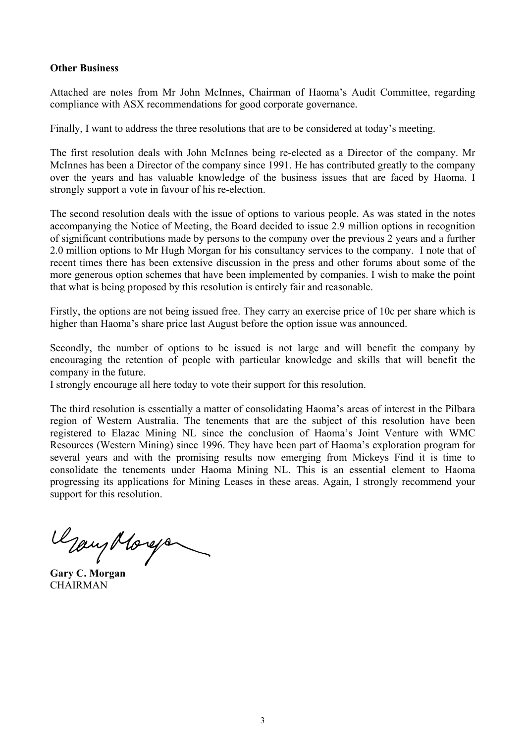**Other Business**

Attached are notes from Mr John McInnes, Chairman of Haoma's Audit Committee, regarding compliance with ASX recommendations for good corporate governance.

Finally, I want to address the three resolutions that are to be considered at today's meeting.

The first resolution deals with John McInnes being re-elected as a Director of the company. Mr McInnes has been a Director of the company since 1991. He has contributed greatly to the company over the years and has valuable knowledge of the business issues that are faced by Haoma. I strongly support a vote in favour of his re-election.

The second resolution deals with the issue of options to various people. As was stated in the notes accompanying the Notice of Meeting, the Board decided to issue 2.9 million options in recognition of significant contributions made by persons to the company over the previous 2 years and a further 2.0 million options to Mr Hugh Morgan for his consultancy services to the company. I note that of recent times there has been extensive discussion in the press and other forums about some of the more generous option schemes that have been implemented by companies. I wish to make the point that what is being proposed by this resolution is entirely fair and reasonable.

Firstly, the options are not being issued free. They carry an exercise price of 10c per share which is higher than Haoma's share price last August before the option issue was announced.

Secondly, the number of options to be issued is not large and will benefit the company by encouraging the retention of people with particular knowledge and skills that will benefit the company in the future.
I strongly encourage all here today to vote their support for this resolution.

The third resolution is essentially a matter of consolidating Haoma's areas of interest in the Pilbara region of Western Australia. The tenements that are the subject of this resolution have been registered to Elazac Mining NL since the conclusion of Haoma's Joint Venture with WMC Resources (Western Mining) since 1996. They have been part of Haoma's exploration program for several years and with the promising results now emerging from Mickeys Find it is time to consolidate the tenements under Haoma Mining NL. This is an essential element to Haoma progressing its applications for Mining Leases in these areas. Again, I strongly recommend your support for this resolution.

**Gary C. Morgan**
CHAIRMAN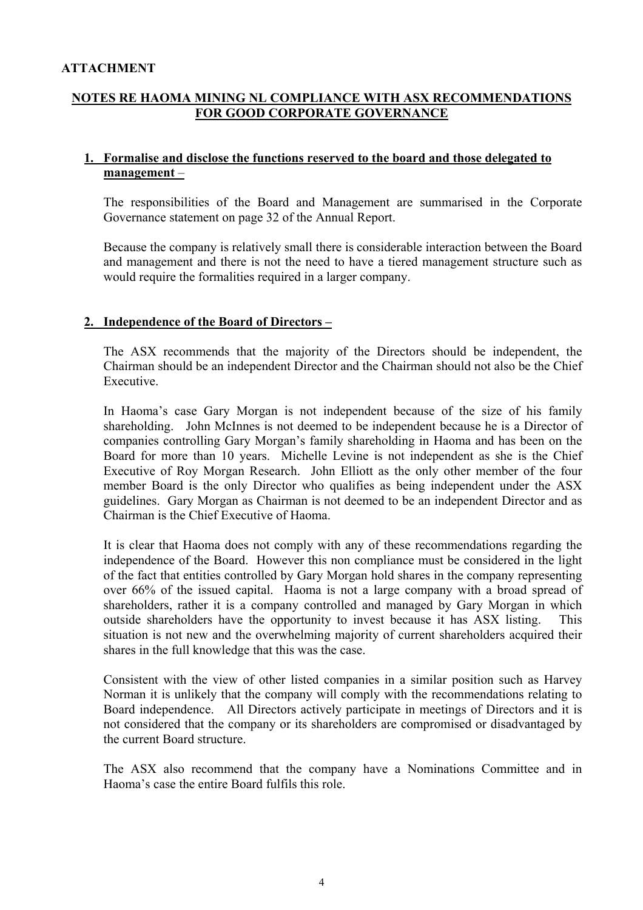**ATTACHMENT**

**NOTES RE HAOMA MINING NL COMPLIANCE WITH ASX RECOMMENDATIONS FOR GOOD CORPORATE GOVERNANCE**

**1. Formalise and disclose the functions reserved to the board and those delegated to management –**

The responsibilities of the Board and Management are summarised in the Corporate Governance statement on page 32 of the Annual Report.

Because the company is relatively small there is considerable interaction between the Board and management and there is not the need to have a tiered management structure such as would require the formalities required in a larger company.

**2. Independence of the Board of Directors –**

The ASX recommends that the majority of the Directors should be independent, the Chairman should be an independent Director and the Chairman should not also be the Chief Executive.

In Haoma's case Gary Morgan is not independent because of the size of his family shareholding. John McInnes is not deemed to be independent because he is a Director of companies controlling Gary Morgan's family shareholding in Haoma and has been on the Board for more than 10 years. Michelle Levine is not independent as she is the Chief Executive of Roy Morgan Research. John Elliott as the only other member of the four member Board is the only Director who qualifies as being independent under the ASX guidelines. Gary Morgan as Chairman is not deemed to be an independent Director and as Chairman is the Chief Executive of Haoma.

It is clear that Haoma does not comply with any of these recommendations regarding the independence of the Board. However this non compliance must be considered in the light of the fact that entities controlled by Gary Morgan hold shares in the company representing over 66% of the issued capital. Haoma is not a large company with a broad spread of shareholders, rather it is a company controlled and managed by Gary Morgan in which outside shareholders have the opportunity to invest because it has ASX listing. This situation is not new and the overwhelming majority of current shareholders acquired their shares in the full knowledge that this was the case.

Consistent with the view of other listed companies in a similar position such as Harvey Norman it is unlikely that the company will comply with the recommendations relating to Board independence. All Directors actively participate in meetings of Directors and it is not considered that the company or its shareholders are compromised or disadvantaged by the current Board structure.

The ASX also recommend that the company have a Nominations Committee and in Haoma's case the entire Board fulfils this role.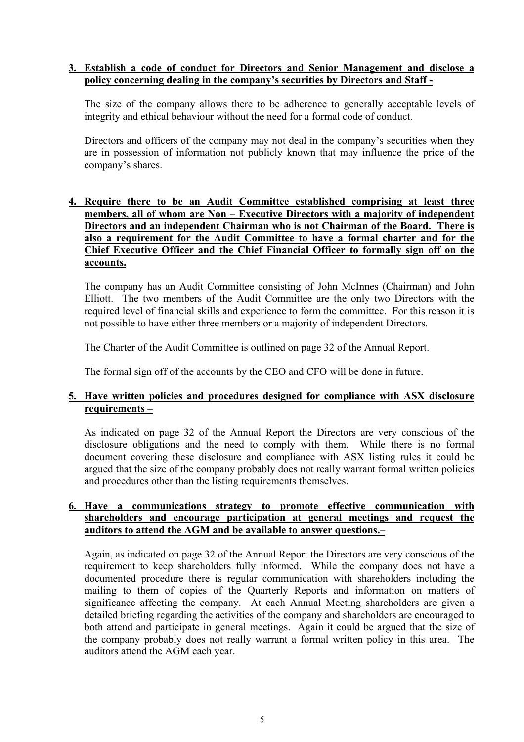3. **Establish a code of conduct for Directors and Senior Management and disclose a policy concerning dealing in the company's securities by Directors and Staff -**

   The size of the company allows there to be adherence to generally acceptable levels of integrity and ethical behaviour without the need for a formal code of conduct.

   Directors and officers of the company may not deal in the company's securities when they are in possession of information not publicly known that may influence the price of the company's shares.

4. **Require there to be an Audit Committee established comprising at least three members, all of whom are Non – Executive Directors with a majority of independent Directors and an independent Chairman who is not Chairman of the Board. There is also a requirement for the Audit Committee to have a formal charter and for the Chief Executive Officer and the Chief Financial Officer to formally sign off on the accounts.**

   The company has an Audit Committee consisting of John McInnes (Chairman) and John Elliott. The two members of the Audit Committee are the only two Directors with the required level of financial skills and experience to form the committee. For this reason it is not possible to have either three members or a majority of independent Directors.

   The Charter of the Audit Committee is outlined on page 32 of the Annual Report.

   The formal sign off of the accounts by the CEO and CFO will be done in future.

5. **Have written policies and procedures designed for compliance with ASX disclosure requirements –**

   As indicated on page 32 of the Annual Report the Directors are very conscious of the disclosure obligations and the need to comply with them. While there is no formal document covering these disclosure and compliance with ASX listing rules it could be argued that the size of the company probably does not really warrant formal written policies and procedures other than the listing requirements themselves.

6. **Have a communications strategy to promote effective communication with shareholders and encourage participation at general meetings and request the auditors to attend the AGM and be available to answer questions.–**

   Again, as indicated on page 32 of the Annual Report the Directors are very conscious of the requirement to keep shareholders fully informed. While the company does not have a documented procedure there is regular communication with shareholders including the mailing to them of copies of the Quarterly Reports and information on matters of significance affecting the company. At each Annual Meeting shareholders are given a detailed briefing regarding the activities of the company and shareholders are encouraged to both attend and participate in general meetings. Again it could be argued that the size of the company probably does not really warrant a formal written policy in this area. The auditors attend the AGM each year.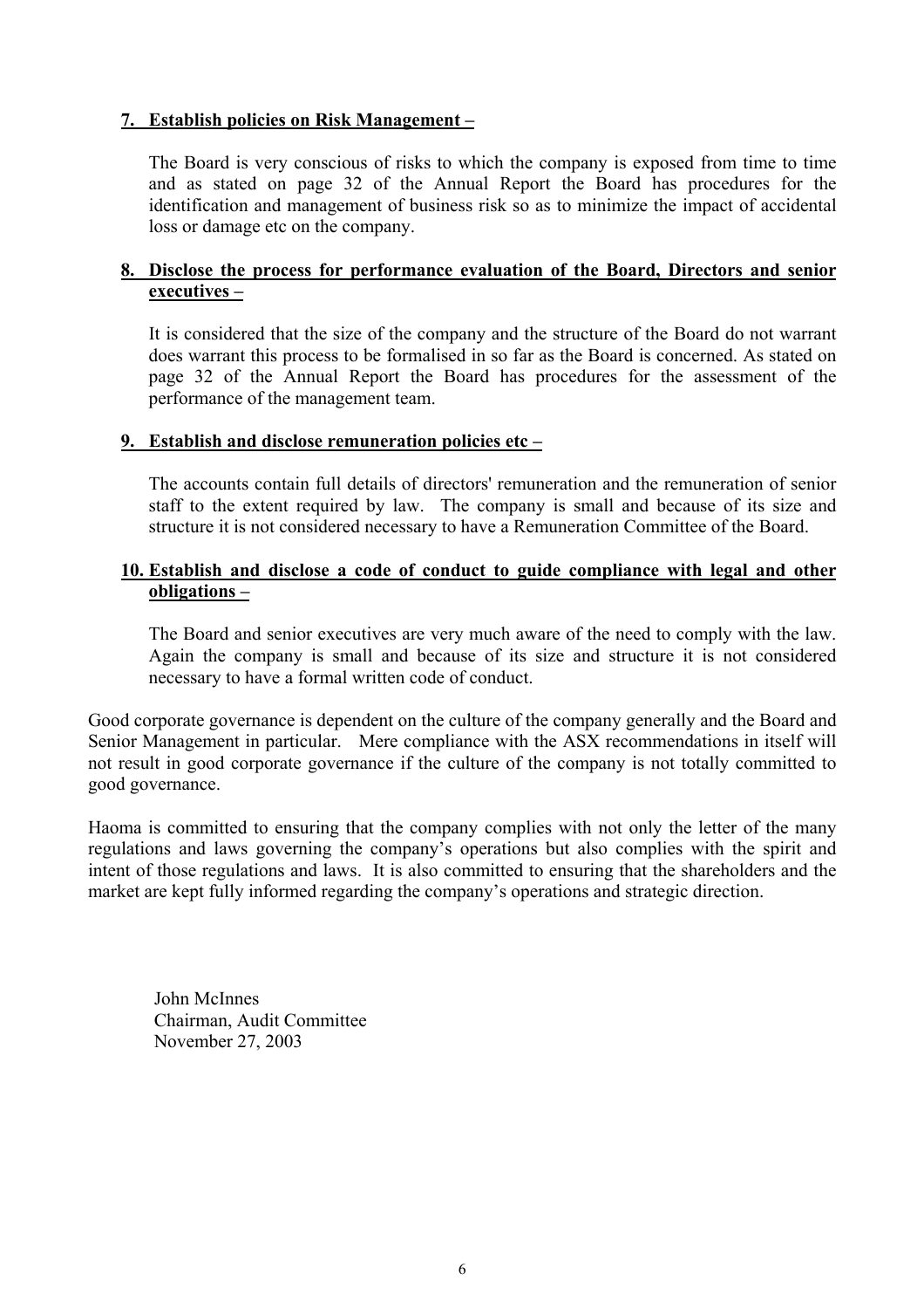**7. Establish policies on Risk Management –**

The Board is very conscious of risks to which the company is exposed from time to time and as stated on page 32 of the Annual Report the Board has procedures for the identification and management of business risk so as to minimize the impact of accidental loss or damage etc on the company.

**8. Disclose the process for performance evaluation of the Board, Directors and senior executives –**

It is considered that the size of the company and the structure of the Board do not warrant does warrant this process to be formalised in so far as the Board is concerned. As stated on page 32 of the Annual Report the Board has procedures for the assessment of the performance of the management team.

**9. Establish and disclose remuneration policies etc –**

The accounts contain full details of directors' remuneration and the remuneration of senior staff to the extent required by law. The company is small and because of its size and structure it is not considered necessary to have a Remuneration Committee of the Board.

**10. Establish and disclose a code of conduct to guide compliance with legal and other obligations –**

The Board and senior executives are very much aware of the need to comply with the law. Again the company is small and because of its size and structure it is not considered necessary to have a formal written code of conduct.

Good corporate governance is dependent on the culture of the company generally and the Board and Senior Management in particular. Mere compliance with the ASX recommendations in itself will not result in good corporate governance if the culture of the company is not totally committed to good governance.

Haoma is committed to ensuring that the company complies with not only the letter of the many regulations and laws governing the company's operations but also complies with the spirit and intent of those regulations and laws. It is also committed to ensuring that the shareholders and the market are kept fully informed regarding the company's operations and strategic direction.

John McInnes
Chairman, Audit Committee
November 27, 2003